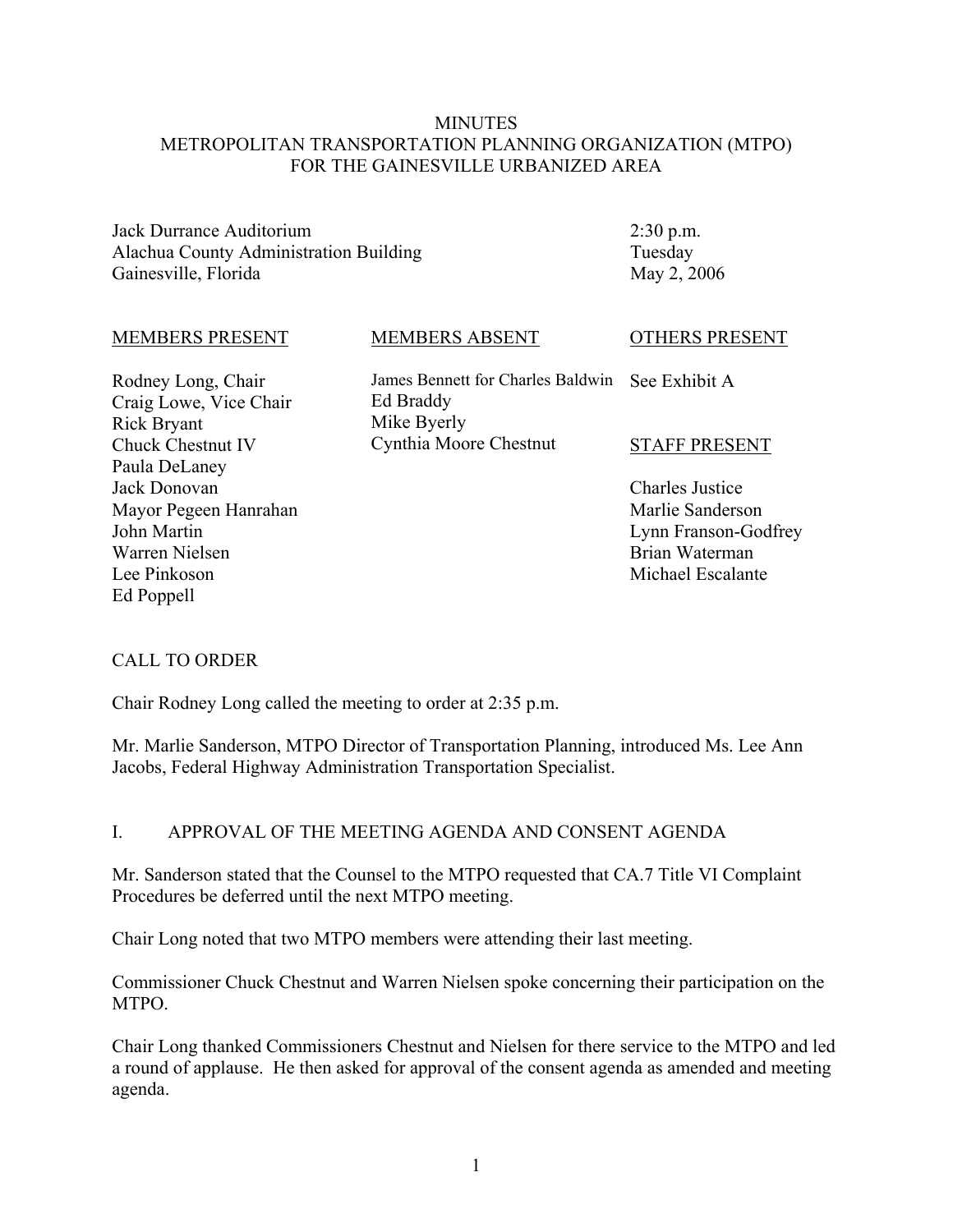MINUTES
METROPOLITAN TRANSPORTATION PLANNING ORGANIZATION (MTPO)
FOR THE GAINESVILLE URBANIZED AREA

Jack Durrance Auditorium
Alachua County Administration Building
Gainesville, Florida

2:30 p.m.
Tuesday
May 2, 2006

| MEMBERS PRESENT | MEMBERS ABSENT | OTHERS PRESENT |
|---|---|---|
| Rodney Long, Chair | James Bennett for Charles Baldwin | See Exhibit A |
| Craig Lowe, Vice Chair | Ed Braddy | |
| Rick Bryant | Mike Byerly | |
| Chuck Chestnut IV | Cynthia Moore Chestnut | STAFF PRESENT |
| Paula DeLaney | | |
| Jack Donovan | | Charles Justice |
| Mayor Pegeen Hanrahan | | Marlie Sanderson |
| John Martin | | Lynn Franson-Godfrey |
| Warren Nielsen | | Brian Waterman |
| Lee Pinkoson | | Michael Escalante |
| Ed Poppell | | |

CALL TO ORDER

Chair Rodney Long called the meeting to order at 2:35 p.m.

Mr. Marlie Sanderson, MTPO Director of Transportation Planning, introduced Ms. Lee Ann Jacobs, Federal Highway Administration Transportation Specialist.

I. APPROVAL OF THE MEETING AGENDA AND CONSENT AGENDA

Mr. Sanderson stated that the Counsel to the MTPO requested that CA.7 Title VI Complaint Procedures be deferred until the next MTPO meeting.

Chair Long noted that two MTPO members were attending their last meeting.

Commissioner Chuck Chestnut and Warren Nielsen spoke concerning their participation on the MTPO.

Chair Long thanked Commissioners Chestnut and Nielsen for there service to the MTPO and led a round of applause. He then asked for approval of the consent agenda as amended and meeting agenda.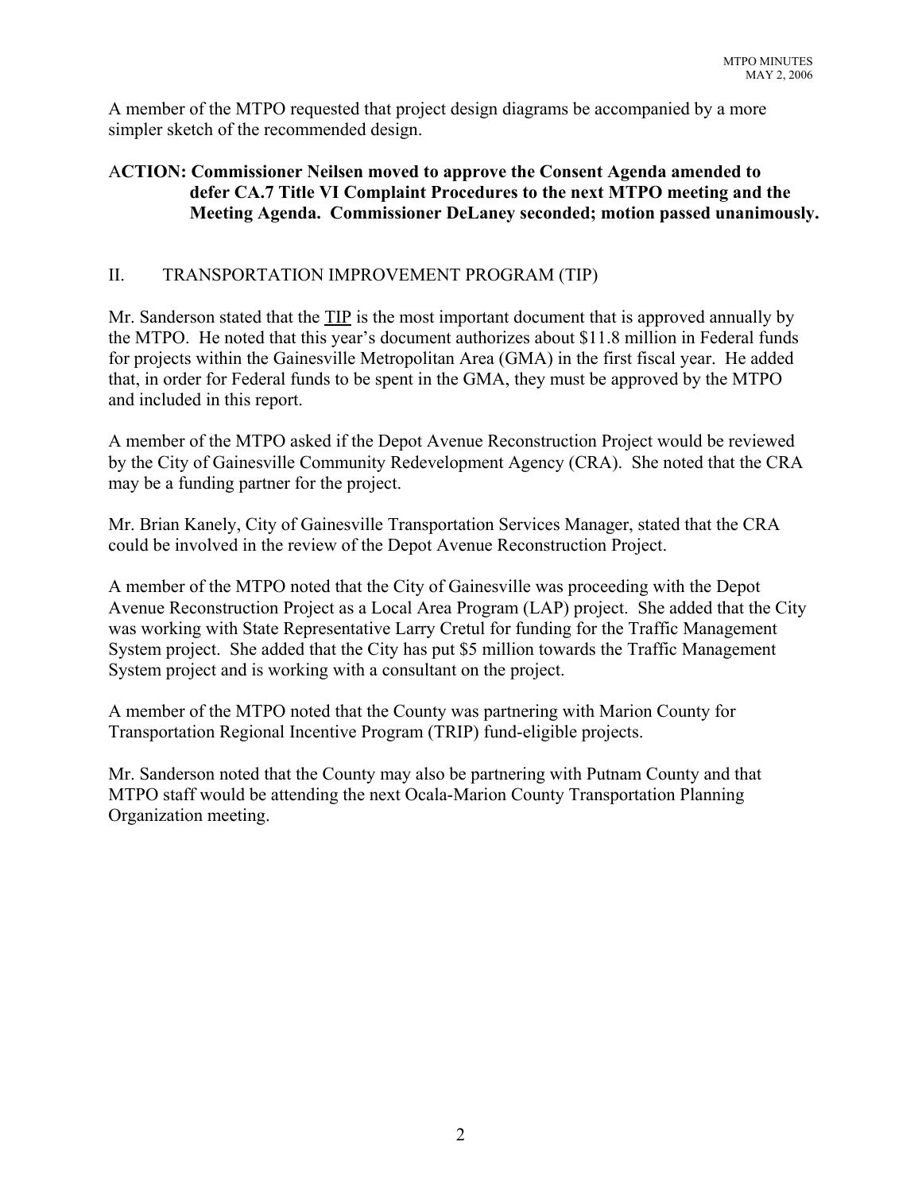A member of the MTPO requested that project design diagrams be accompanied by a more simpler sketch of the recommended design.

**ACTION: Commissioner Neilsen moved to approve the Consent Agenda amended to defer CA.7 Title VI Complaint Procedures to the next MTPO meeting and the Meeting Agenda. Commissioner DeLaney seconded; motion passed unanimously.**

## II. TRANSPORTATION IMPROVEMENT PROGRAM (TIP)

Mr. Sanderson stated that the TIP is the most important document that is approved annually by the MTPO. He noted that this year's document authorizes about $11.8 million in Federal funds for projects within the Gainesville Metropolitan Area (GMA) in the first fiscal year. He added that, in order for Federal funds to be spent in the GMA, they must be approved by the MTPO and included in this report.

A member of the MTPO asked if the Depot Avenue Reconstruction Project would be reviewed by the City of Gainesville Community Redevelopment Agency (CRA). She noted that the CRA may be a funding partner for the project.

Mr. Brian Kanely, City of Gainesville Transportation Services Manager, stated that the CRA could be involved in the review of the Depot Avenue Reconstruction Project.

A member of the MTPO noted that the City of Gainesville was proceeding with the Depot Avenue Reconstruction Project as a Local Area Program (LAP) project. She added that the City was working with State Representative Larry Cretul for funding for the Traffic Management System project. She added that the City has put $5 million towards the Traffic Management System project and is working with a consultant on the project.

A member of the MTPO noted that the County was partnering with Marion County for Transportation Regional Incentive Program (TRIP) fund-eligible projects.

Mr. Sanderson noted that the County may also be partnering with Putnam County and that MTPO staff would be attending the next Ocala-Marion County Transportation Planning Organization meeting.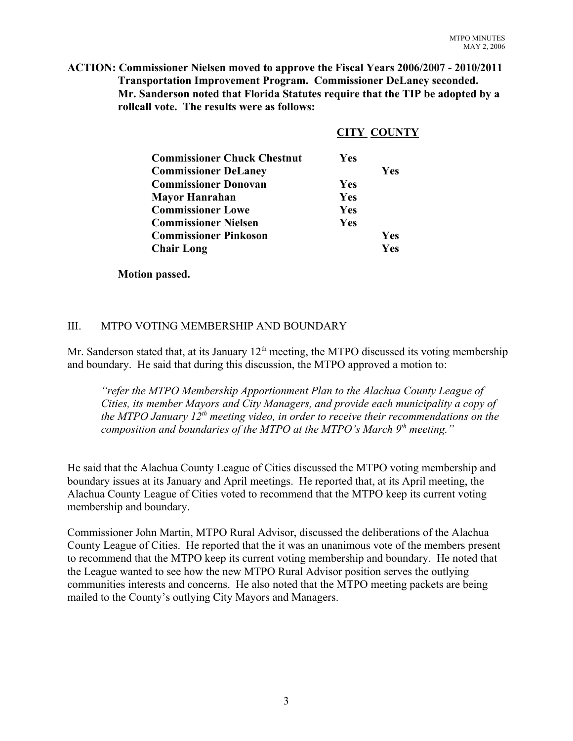**ACTION: Commissioner Nielsen moved to approve the Fiscal Years 2006/2007 - 2010/2011 Transportation Improvement Program. Commissioner DeLaney seconded. Mr. Sanderson noted that Florida Statutes require that the TIP be adopted by a rollcall vote. The results were as follows:**

| | **CITY** | **COUNTY** |
|---|---|---|
| **Commissioner Chuck Chestnut** | **Yes** | |
| **Commissioner DeLaney** | | **Yes** |
| **Commissioner Donovan** | **Yes** | |
| **Mayor Hanrahan** | **Yes** | |
| **Commissioner Lowe** | **Yes** | |
| **Commissioner Nielsen** | **Yes** | |
| **Commissioner Pinkoson** | | **Yes** |
| **Chair Long** | | **Yes** |

**Motion passed.**

## III. MTPO VOTING MEMBERSHIP AND BOUNDARY

Mr. Sanderson stated that, at its January 12th meeting, the MTPO discussed its voting membership and boundary. He said that during this discussion, the MTPO approved a motion to:

> *"refer the MTPO Membership Apportionment Plan to the Alachua County League of Cities, its member Mayors and City Managers, and provide each municipality a copy of the MTPO January 12th meeting video, in order to receive their recommendations on the composition and boundaries of the MTPO at the MTPO's March 9th meeting."*

He said that the Alachua County League of Cities discussed the MTPO voting membership and boundary issues at its January and April meetings. He reported that, at its April meeting, the Alachua County League of Cities voted to recommend that the MTPO keep its current voting membership and boundary.

Commissioner John Martin, MTPO Rural Advisor, discussed the deliberations of the Alachua County League of Cities. He reported that the it was an unanimous vote of the members present to recommend that the MTPO keep its current voting membership and boundary. He noted that the League wanted to see how the new MTPO Rural Advisor position serves the outlying communities interests and concerns. He also noted that the MTPO meeting packets are being mailed to the County's outlying City Mayors and Managers.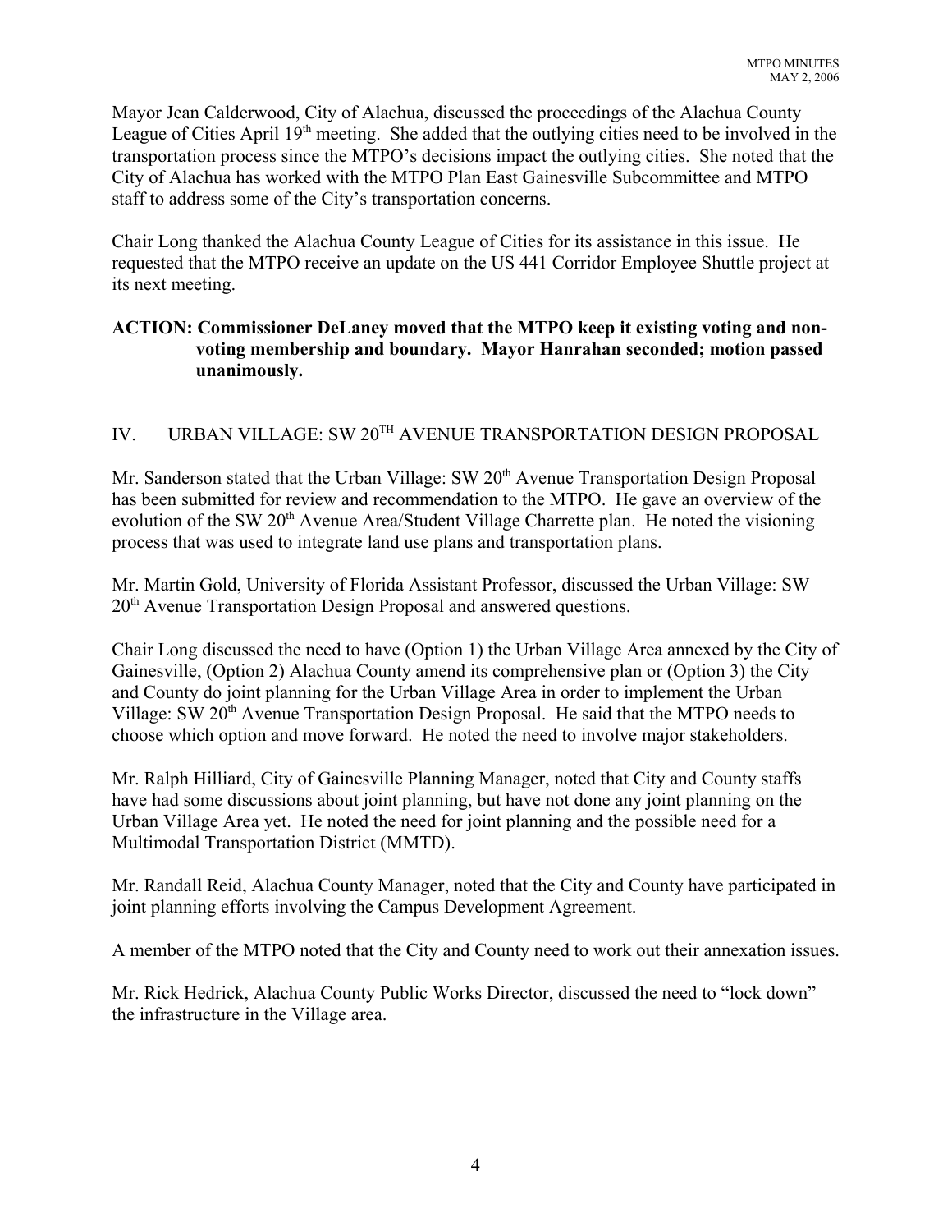Mayor Jean Calderwood, City of Alachua, discussed the proceedings of the Alachua County League of Cities April 19th meeting. She added that the outlying cities need to be involved in the transportation process since the MTPO's decisions impact the outlying cities. She noted that the City of Alachua has worked with the MTPO Plan East Gainesville Subcommittee and MTPO staff to address some of the City's transportation concerns.

Chair Long thanked the Alachua County League of Cities for its assistance in this issue. He requested that the MTPO receive an update on the US 441 Corridor Employee Shuttle project at its next meeting.

**ACTION: Commissioner DeLaney moved that the MTPO keep it existing voting and non-voting membership and boundary. Mayor Hanrahan seconded; motion passed unanimously.**

## IV. URBAN VILLAGE: SW 20TH AVENUE TRANSPORTATION DESIGN PROPOSAL

Mr. Sanderson stated that the Urban Village: SW 20th Avenue Transportation Design Proposal has been submitted for review and recommendation to the MTPO. He gave an overview of the evolution of the SW 20th Avenue Area/Student Village Charrette plan. He noted the visioning process that was used to integrate land use plans and transportation plans.

Mr. Martin Gold, University of Florida Assistant Professor, discussed the Urban Village: SW 20th Avenue Transportation Design Proposal and answered questions.

Chair Long discussed the need to have (Option 1) the Urban Village Area annexed by the City of Gainesville, (Option 2) Alachua County amend its comprehensive plan or (Option 3) the City and County do joint planning for the Urban Village Area in order to implement the Urban Village: SW 20th Avenue Transportation Design Proposal. He said that the MTPO needs to choose which option and move forward. He noted the need to involve major stakeholders.

Mr. Ralph Hilliard, City of Gainesville Planning Manager, noted that City and County staffs have had some discussions about joint planning, but have not done any joint planning on the Urban Village Area yet. He noted the need for joint planning and the possible need for a Multimodal Transportation District (MMTD).

Mr. Randall Reid, Alachua County Manager, noted that the City and County have participated in joint planning efforts involving the Campus Development Agreement.

A member of the MTPO noted that the City and County need to work out their annexation issues.

Mr. Rick Hedrick, Alachua County Public Works Director, discussed the need to "lock down" the infrastructure in the Village area.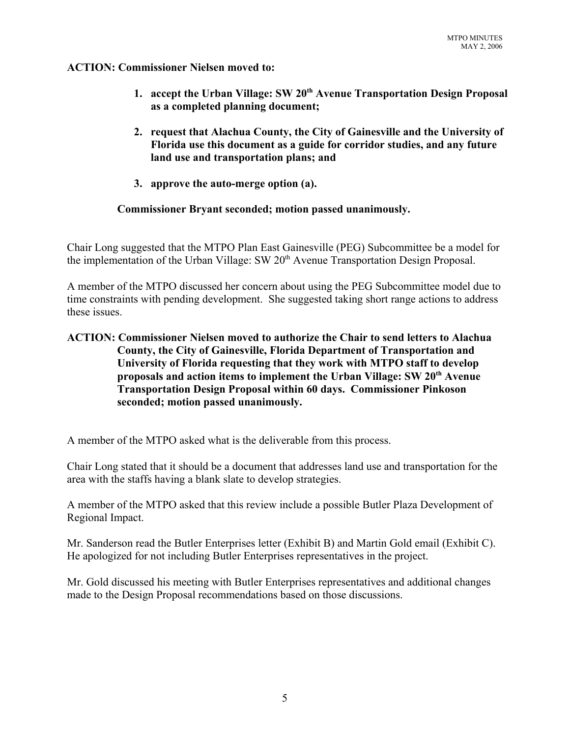**ACTION: Commissioner Nielsen moved to:**

1. **accept the Urban Village: SW 20th Avenue Transportation Design Proposal as a completed planning document;**

2. **request that Alachua County, the City of Gainesville and the University of Florida use this document as a guide for corridor studies, and any future land use and transportation plans; and**

3. **approve the auto-merge option (a).**

**Commissioner Bryant seconded; motion passed unanimously.**

Chair Long suggested that the MTPO Plan East Gainesville (PEG) Subcommittee be a model for the implementation of the Urban Village: SW 20th Avenue Transportation Design Proposal.

A member of the MTPO discussed her concern about using the PEG Subcommittee model due to time constraints with pending development. She suggested taking short range actions to address these issues.

**ACTION: Commissioner Nielsen moved to authorize the Chair to send letters to Alachua County, the City of Gainesville, Florida Department of Transportation and University of Florida requesting that they work with MTPO staff to develop proposals and action items to implement the Urban Village: SW 20th Avenue Transportation Design Proposal within 60 days. Commissioner Pinkoson seconded; motion passed unanimously.**

A member of the MTPO asked what is the deliverable from this process.

Chair Long stated that it should be a document that addresses land use and transportation for the area with the staffs having a blank slate to develop strategies.

A member of the MTPO asked that this review include a possible Butler Plaza Development of Regional Impact.

Mr. Sanderson read the Butler Enterprises letter (Exhibit B) and Martin Gold email (Exhibit C). He apologized for not including Butler Enterprises representatives in the project.

Mr. Gold discussed his meeting with Butler Enterprises representatives and additional changes made to the Design Proposal recommendations based on those discussions.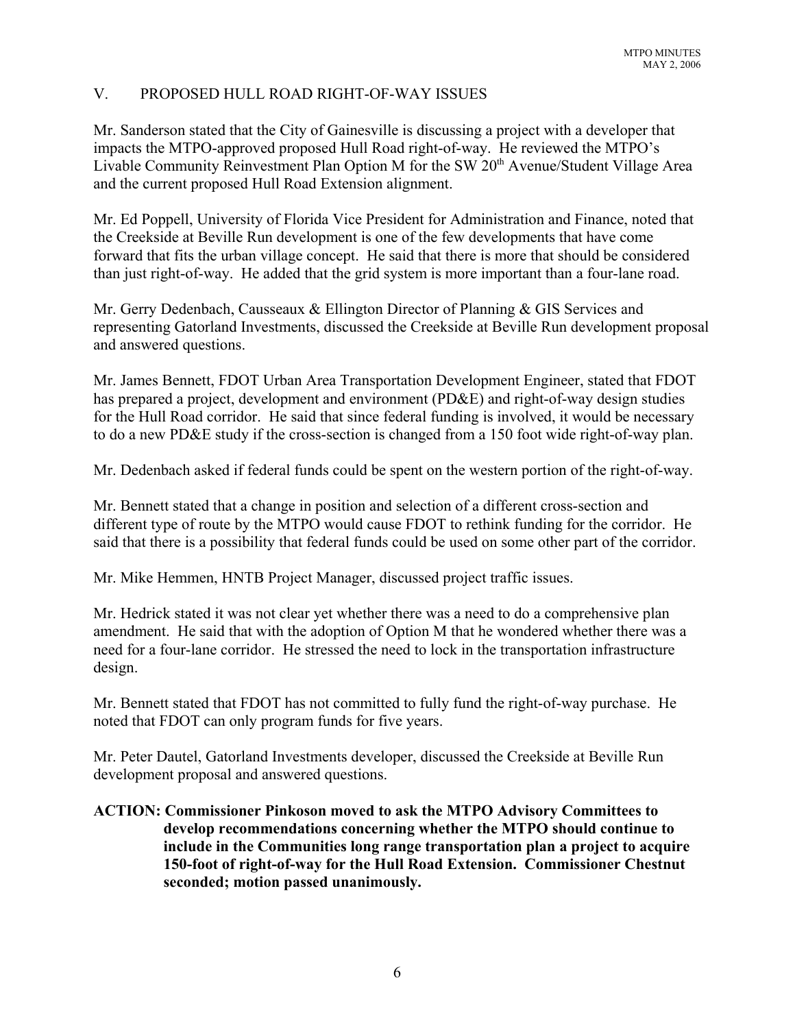## V. PROPOSED HULL ROAD RIGHT-OF-WAY ISSUES

Mr. Sanderson stated that the City of Gainesville is discussing a project with a developer that impacts the MTPO-approved proposed Hull Road right-of-way. He reviewed the MTPO's Livable Community Reinvestment Plan Option M for the SW 20th Avenue/Student Village Area and the current proposed Hull Road Extension alignment.

Mr. Ed Poppell, University of Florida Vice President for Administration and Finance, noted that the Creekside at Beville Run development is one of the few developments that have come forward that fits the urban village concept. He said that there is more that should be considered than just right-of-way. He added that the grid system is more important than a four-lane road.

Mr. Gerry Dedenbach, Causseaux & Ellington Director of Planning & GIS Services and representing Gatorland Investments, discussed the Creekside at Beville Run development proposal and answered questions.

Mr. James Bennett, FDOT Urban Area Transportation Development Engineer, stated that FDOT has prepared a project, development and environment (PD&E) and right-of-way design studies for the Hull Road corridor. He said that since federal funding is involved, it would be necessary to do a new PD&E study if the cross-section is changed from a 150 foot wide right-of-way plan.

Mr. Dedenbach asked if federal funds could be spent on the western portion of the right-of-way.

Mr. Bennett stated that a change in position and selection of a different cross-section and different type of route by the MTPO would cause FDOT to rethink funding for the corridor. He said that there is a possibility that federal funds could be used on some other part of the corridor.

Mr. Mike Hemmen, HNTB Project Manager, discussed project traffic issues.

Mr. Hedrick stated it was not clear yet whether there was a need to do a comprehensive plan amendment. He said that with the adoption of Option M that he wondered whether there was a need for a four-lane corridor. He stressed the need to lock in the transportation infrastructure design.

Mr. Bennett stated that FDOT has not committed to fully fund the right-of-way purchase. He noted that FDOT can only program funds for five years.

Mr. Peter Dautel, Gatorland Investments developer, discussed the Creekside at Beville Run development proposal and answered questions.

**ACTION: Commissioner Pinkoson moved to ask the MTPO Advisory Committees to develop recommendations concerning whether the MTPO should continue to include in the Communities long range transportation plan a project to acquire 150-foot of right-of-way for the Hull Road Extension. Commissioner Chestnut seconded; motion passed unanimously.**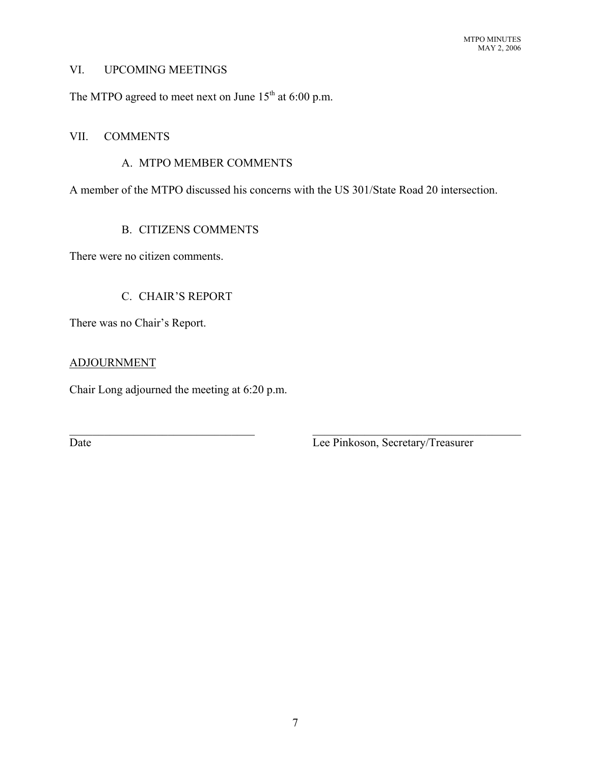## VI. UPCOMING MEETINGS

The MTPO agreed to meet next on June 15th at 6:00 p.m.

## VII. COMMENTS

### A. MTPO MEMBER COMMENTS

A member of the MTPO discussed his concerns with the US 301/State Road 20 intersection.

### B. CITIZENS COMMENTS

There were no citizen comments.

### C. CHAIR'S REPORT

There was no Chair's Report.

ADJOURNMENT

Chair Long adjourned the meeting at 6:20 p.m.

\_\_\_\_\_\_\_\_\_\_\_\_\_\_\_\_\_\_\_\_\_\_\_\_\_\_\_\_\_\_ \_\_\_\_\_\_\_\_\_\_\_\_\_\_\_\_\_\_\_\_\_\_\_\_\_\_\_\_\_\_

Date Lee Pinkoson, Secretary/Treasurer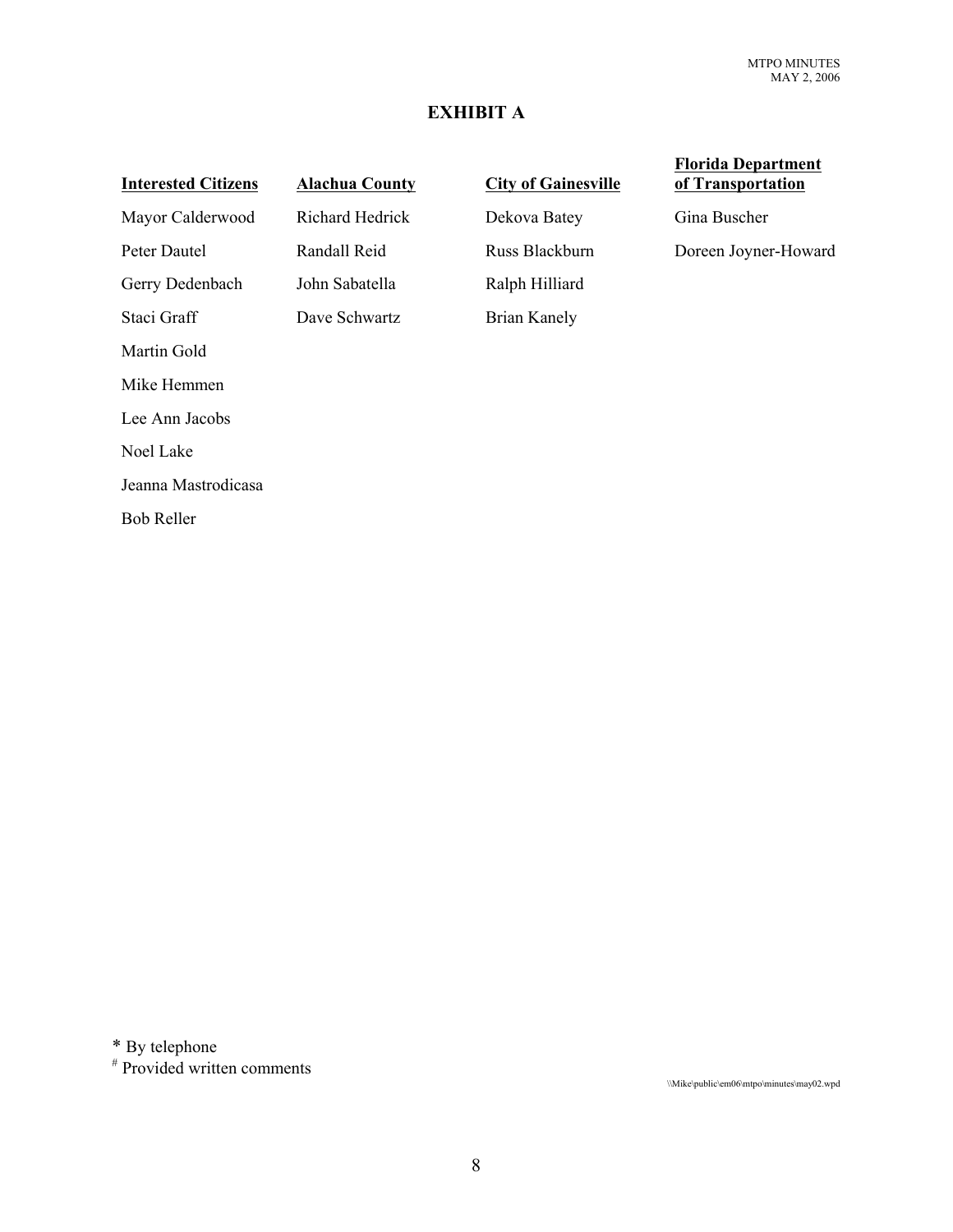# EXHIBIT A

| Interested Citizens | Alachua County | City of Gainesville | Florida Department of Transportation |
|---|---|---|---|
| Mayor Calderwood | Richard Hedrick | Dekova Batey | Gina Buscher |
| Peter Dautel | Randall Reid | Russ Blackburn | Doreen Joyner-Howard |
| Gerry Dedenbach | John Sabatella | Ralph Hilliard | |
| Staci Graff | Dave Schwartz | Brian Kanely | |
| Martin Gold | | | |
| Mike Hemmen | | | |
| Lee Ann Jacobs | | | |
| Noel Lake | | | |
| Jeanna Mastrodicasa | | | |
| Bob Reller | | | |

\* By telephone

[#] Provided written comments

\\Mike\public\em06\mtpo\minutes\may02.wpd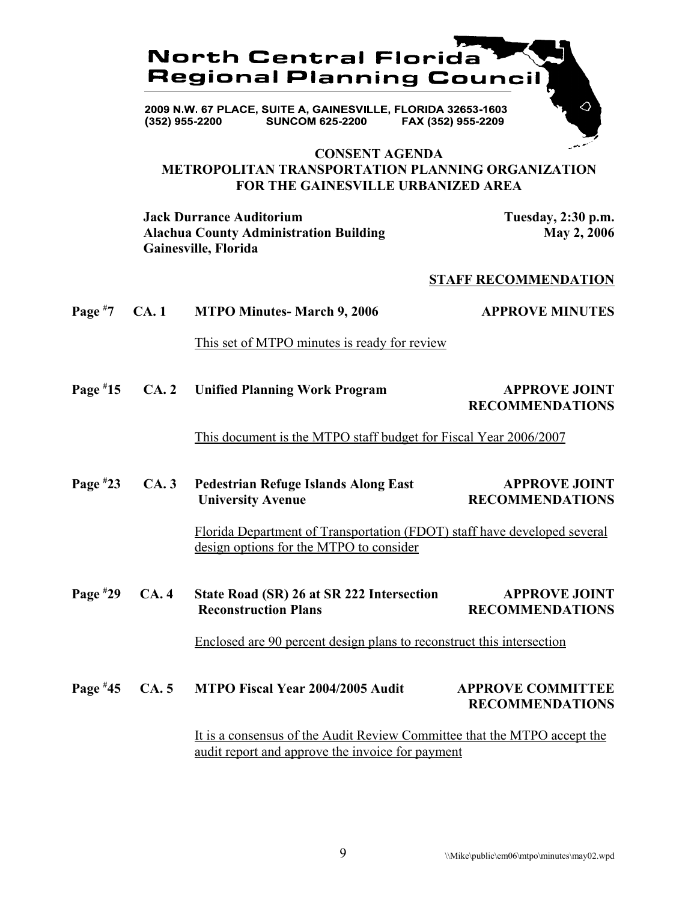**North Central Florida Regional Planning Council**

2009 N.W. 67 PLACE, SUITE A, GAINESVILLE, FLORIDA 32653-1603
(352) 955-2200 SUNCOM 625-2200 FAX (352) 955-2209

# CONSENT AGENDA
## METROPOLITAN TRANSPORTATION PLANNING ORGANIZATION FOR THE GAINESVILLE URBANIZED AREA

**Jack Durrance Auditorium**
**Alachua County Administration Building**
**Gainesville, Florida**

**Tuesday, 2:30 p.m.**
**May 2, 2006**

**STAFF RECOMMENDATION**

**Page #7 CA. 1 MTPO Minutes- March 9, 2006** — **APPROVE MINUTES**

This set of MTPO minutes is ready for review

**Page #15 CA. 2 Unified Planning Work Program** — **APPROVE JOINT RECOMMENDATIONS**

This document is the MTPO staff budget for Fiscal Year 2006/2007

**Page #23 CA. 3 Pedestrian Refuge Islands Along East University Avenue** — **APPROVE JOINT RECOMMENDATIONS**

Florida Department of Transportation (FDOT) staff have developed several design options for the MTPO to consider

**Page #29 CA. 4 State Road (SR) 26 at SR 222 Intersection Reconstruction Plans** — **APPROVE JOINT RECOMMENDATIONS**

Enclosed are 90 percent design plans to reconstruct this intersection

**Page #45 CA. 5 MTPO Fiscal Year 2004/2005 Audit** — **APPROVE COMMITTEE RECOMMENDATIONS**

It is a consensus of the Audit Review Committee that the MTPO accept the audit report and approve the invoice for payment

\\Mike\public\em06\mtpo\minutes\may02.wpd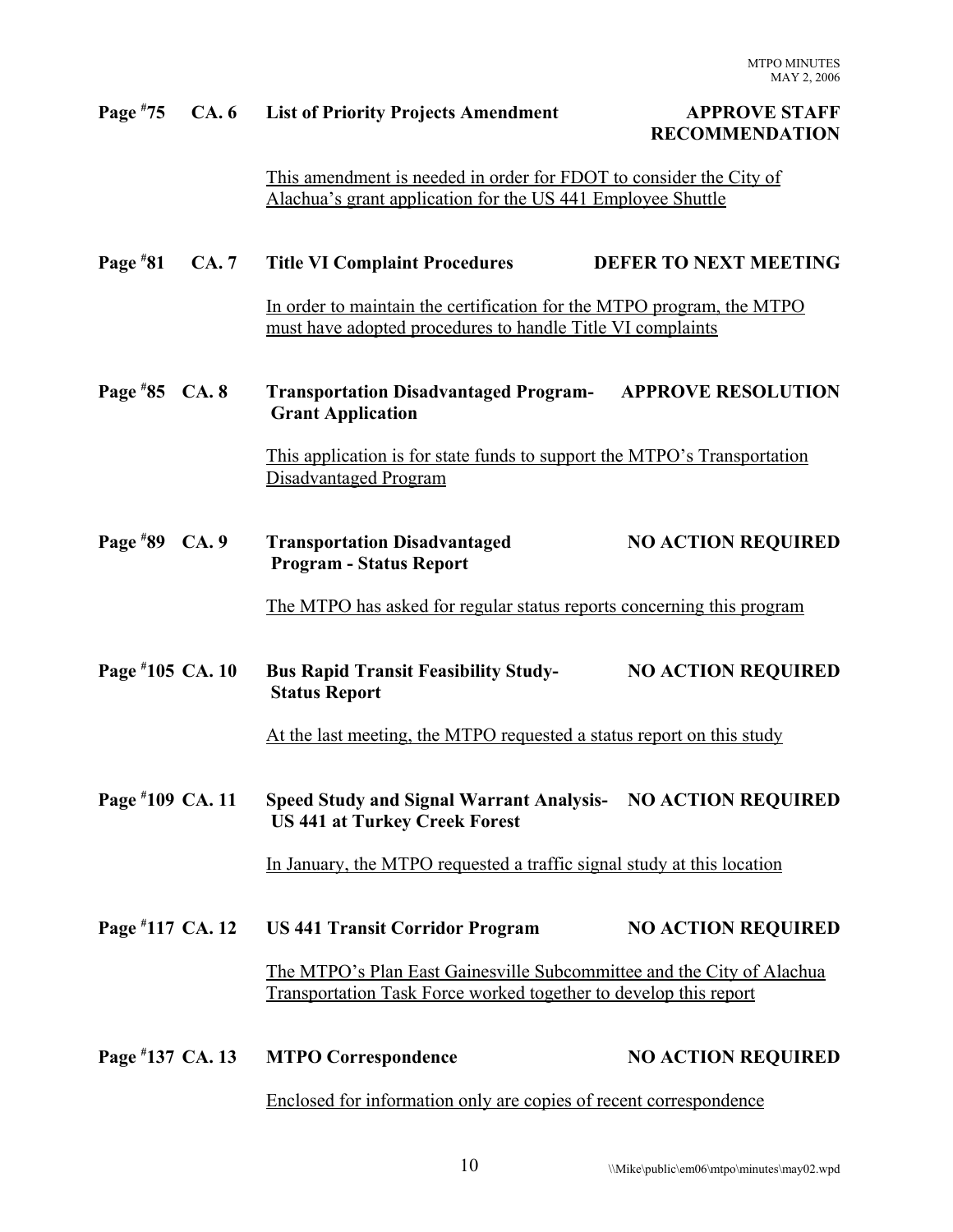**Page #75 CA. 6 List of Priority Projects Amendment — APPROVE STAFF RECOMMENDATION**

This amendment is needed in order for FDOT to consider the City of Alachua's grant application for the US 441 Employee Shuttle

**Page #81 CA. 7 Title VI Complaint Procedures — DEFER TO NEXT MEETING**

In order to maintain the certification for the MTPO program, the MTPO must have adopted procedures to handle Title VI complaints

**Page #85 CA. 8 Transportation Disadvantaged Program- Grant Application — APPROVE RESOLUTION**

This application is for state funds to support the MTPO's Transportation Disadvantaged Program

**Page #89 CA. 9 Transportation Disadvantaged Program - Status Report — NO ACTION REQUIRED**

The MTPO has asked for regular status reports concerning this program

**Page #105 CA. 10 Bus Rapid Transit Feasibility Study- Status Report — NO ACTION REQUIRED**

At the last meeting, the MTPO requested a status report on this study

**Page #109 CA. 11 Speed Study and Signal Warrant Analysis- US 441 at Turkey Creek Forest — NO ACTION REQUIRED**

In January, the MTPO requested a traffic signal study at this location

**Page #117 CA. 12 US 441 Transit Corridor Program — NO ACTION REQUIRED**

The MTPO's Plan East Gainesville Subcommittee and the City of Alachua Transportation Task Force worked together to develop this report

**Page #137 CA. 13 MTPO Correspondence — NO ACTION REQUIRED**

Enclosed for information only are copies of recent correspondence